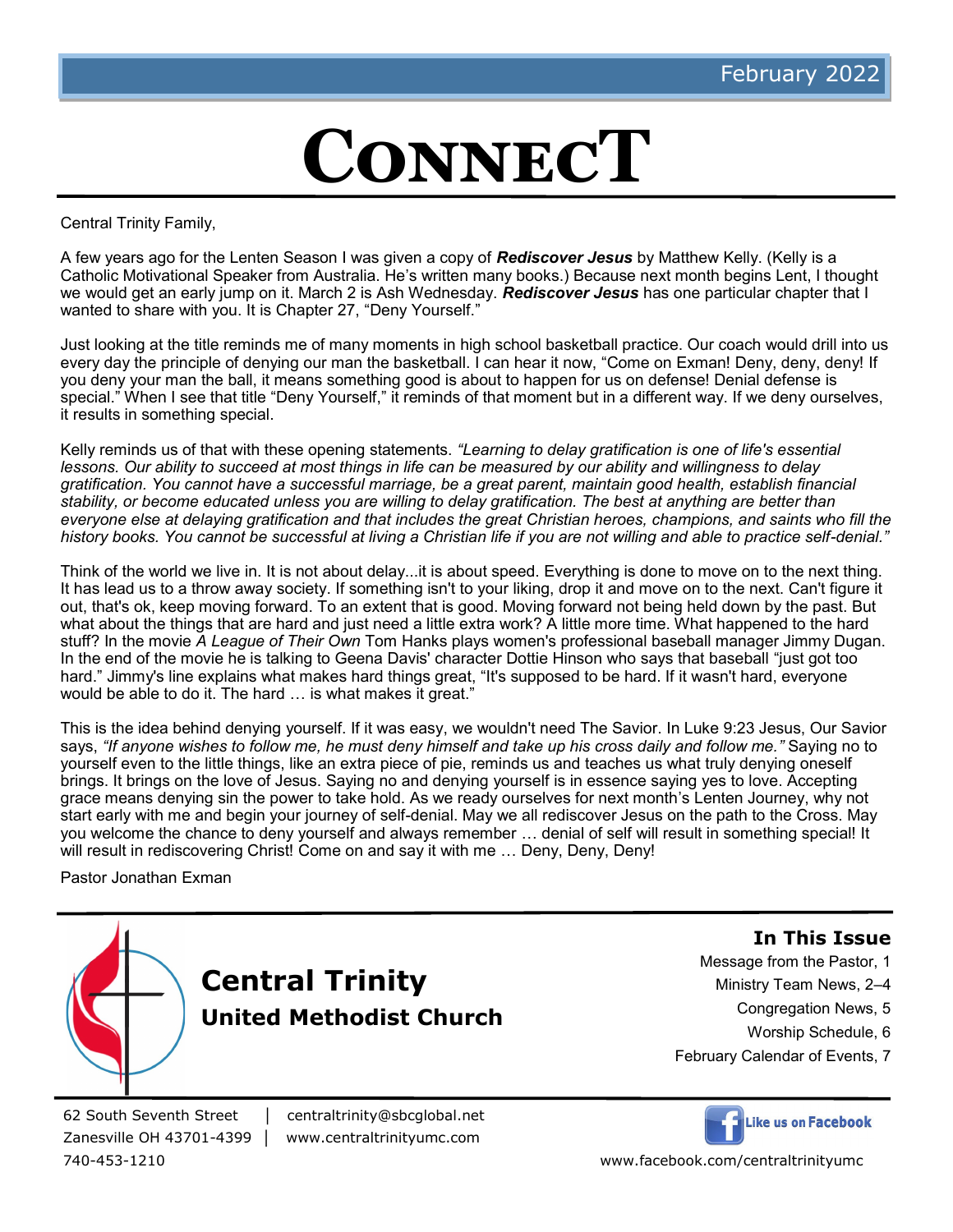February 2022

# CONNECT

Central Trinity Family,

A few years ago for the Lenten Season I was given a copy of ***Rediscover Jesus*** by Matthew Kelly. (Kelly is a Catholic Motivational Speaker from Australia. He's written many books.) Because next month begins Lent, I thought we would get an early jump on it. March 2 is Ash Wednesday. ***Rediscover Jesus*** has one particular chapter that I wanted to share with you. It is Chapter 27, "Deny Yourself."

Just looking at the title reminds me of many moments in high school basketball practice. Our coach would drill into us every day the principle of denying our man the basketball. I can hear it now, "Come on Exman! Deny, deny, deny! If you deny your man the ball, it means something good is about to happen for us on defense! Denial defense is special." When I see that title "Deny Yourself," it reminds of that moment but in a different way. If we deny ourselves, it results in something special.

Kelly reminds us of that with these opening statements. *"Learning to delay gratification is one of life's essential lessons. Our ability to succeed at most things in life can be measured by our ability and willingness to delay gratification. You cannot have a successful marriage, be a great parent, maintain good health, establish financial stability, or become educated unless you are willing to delay gratification. The best at anything are better than everyone else at delaying gratification and that includes the great Christian heroes, champions, and saints who fill the history books. You cannot be successful at living a Christian life if you are not willing and able to practice self-denial."*

Think of the world we live in. It is not about delay...it is about speed. Everything is done to move on to the next thing. It has lead us to a throw away society. If something isn't to your liking, drop it and move on to the next. Can't figure it out, that's ok, keep moving forward. To an extent that is good. Moving forward not being held down by the past. But what about the things that are hard and just need a little extra work? A little more time. What happened to the hard stuff? In the movie *A League of Their Own* Tom Hanks plays women's professional baseball manager Jimmy Dugan. In the end of the movie he is talking to Geena Davis' character Dottie Hinson who says that baseball "just got too hard." Jimmy's line explains what makes hard things great, "It's supposed to be hard. If it wasn't hard, everyone would be able to do it. The hard … is what makes it great."

This is the idea behind denying yourself. If it was easy, we wouldn't need The Savior. In Luke 9:23 Jesus, Our Savior says, *"If anyone wishes to follow me, he must deny himself and take up his cross daily and follow me."* Saying no to yourself even to the little things, like an extra piece of pie, reminds us and teaches us what truly denying oneself brings. It brings on the love of Jesus. Saying no and denying yourself is in essence saying yes to love. Accepting grace means denying sin the power to take hold. As we ready ourselves for next month's Lenten Journey, why not start early with me and begin your journey of self-denial. May we all rediscover Jesus on the path to the Cross. May you welcome the chance to deny yourself and always remember … denial of self will result in something special! It will result in rediscovering Christ! Come on and say it with me … Deny, Deny, Deny!

Pastor Jonathan Exman

## Central Trinity
### United Methodist Church

**In This Issue**

- Message from the Pastor, 1
- Ministry Team News, 2–4
- Congregation News, 5
- Worship Schedule, 6
- February Calendar of Events, 7

62 South Seventh Street | centraltrinity@sbcglobal.net
Zanesville OH 43701-4399 | www.centraltrinityumc.com
740-453-1210

Like us on Facebook
www.facebook.com/centraltrinityumc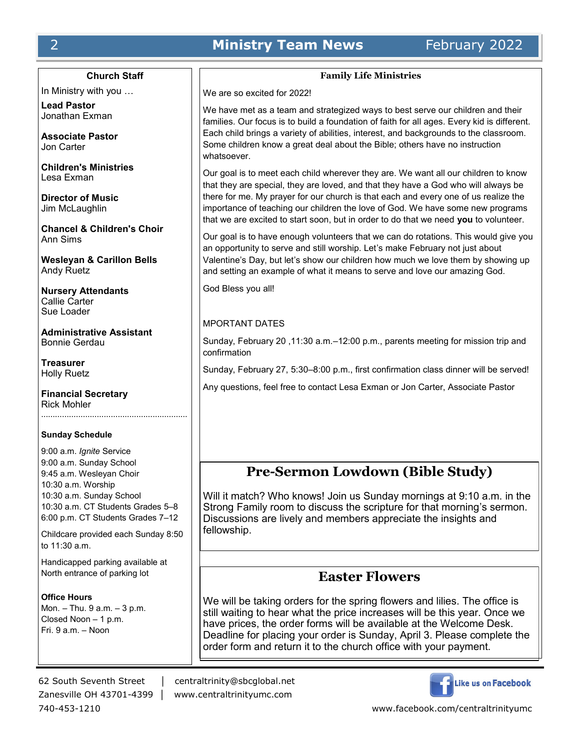## Church Staff

In Ministry with you …

**Lead Pastor**
Jonathan Exman

**Associate Pastor**
Jon Carter

**Children's Ministries**
Lesa Exman

**Director of Music**
Jim McLaughlin

**Chancel & Children's Choir**
Ann Sims

**Wesleyan & Carillon Bells**
Andy Ruetz

**Nursery Attendants**
Callie Carter
Sue Loader

**Administrative Assistant**
Bonnie Gerdau

**Treasurer**
Holly Ruetz

**Financial Secretary**
Rick Mohler

**Sunday Schedule**

9:00 a.m. *Ignite* Service
9:00 a.m. Sunday School
9:45 a.m. Wesleyan Choir
10:30 a.m. Worship
10:30 a.m. Sunday School
10:30 a.m. CT Students Grades 5–8
6:00 p.m. CT Students Grades 7–12

Childcare provided each Sunday 8:50 to 11:30 a.m.

Handicapped parking available at North entrance of parking lot

**Office Hours**
Mon. – Thu. 9 a.m. – 3 p.m.
Closed Noon – 1 p.m.
Fri. 9 a.m. – Noon

## Family Life Ministries

We are so excited for 2022!

We have met as a team and strategized ways to best serve our children and their families. Our focus is to build a foundation of faith for all ages. Every kid is different. Each child brings a variety of abilities, interest, and backgrounds to the classroom. Some children know a great deal about the Bible; others have no instruction whatsoever.

Our goal is to meet each child wherever they are. We want all our children to know that they are special, they are loved, and that they have a God who will always be there for me. My prayer for our church is that each and every one of us realize the importance of teaching our children the love of God. We have some new programs that we are excited to start soon, but in order to do that we need **you** to volunteer.

Our goal is to have enough volunteers that we can do rotations. This would give you an opportunity to serve and still worship. Let's make February not just about Valentine's Day, but let's show our children how much we love them by showing up and setting an example of what it means to serve and love our amazing God.

God Bless you all!

MPORTANT DATES

Sunday, February 20 ,11:30 a.m.–12:00 p.m., parents meeting for mission trip and confirmation

Sunday, February 27, 5:30–8:00 p.m., first confirmation class dinner will be served!

Any questions, feel free to contact Lesa Exman or Jon Carter, Associate Pastor

## Pre-Sermon Lowdown (Bible Study)

Will it match? Who knows! Join us Sunday mornings at 9:10 a.m. in the Strong Family room to discuss the scripture for that morning's sermon. Discussions are lively and members appreciate the insights and fellowship.

## Easter Flowers

We will be taking orders for the spring flowers and lilies. The office is still waiting to hear what the price increases will be this year. Once we have prices, the order forms will be available at the Welcome Desk. Deadline for placing your order is Sunday, April 3. Please complete the order form and return it to the church office with your payment.

62 South Seventh Street | centraltrinity@sbcglobal.net
Zanesville OH 43701-4399 | www.centraltrinityumc.com
740-453-1210

Like us on Facebook
www.facebook.com/centraltrinityumc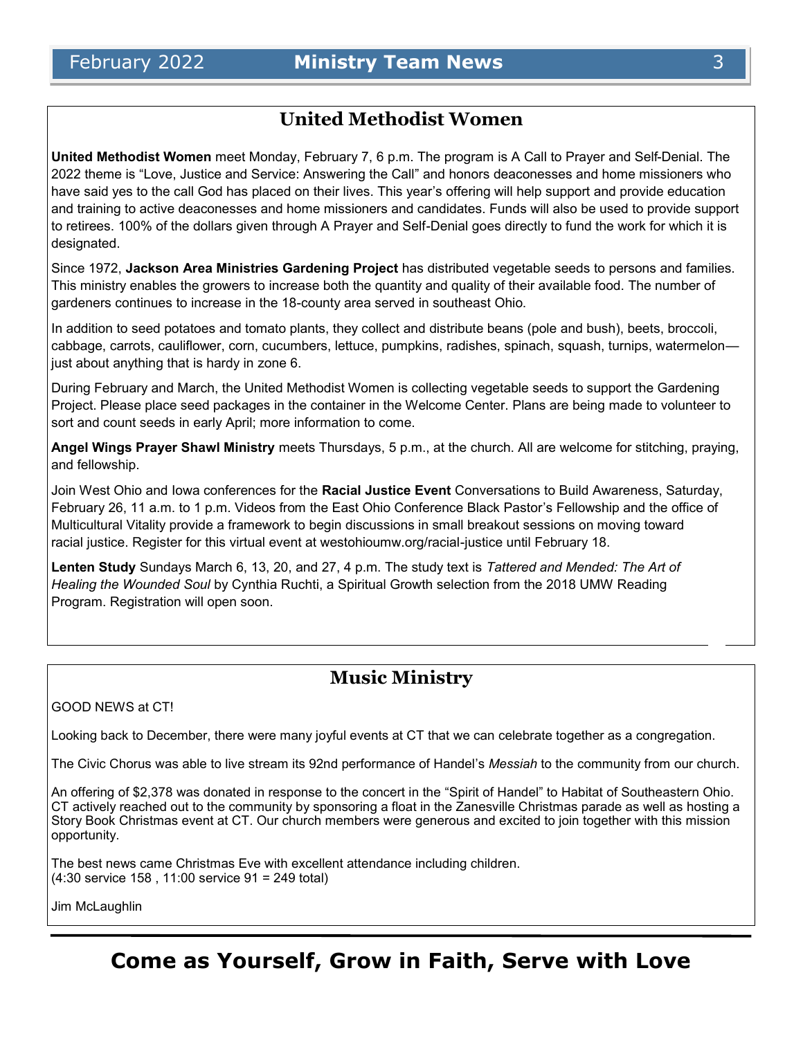## United Methodist Women

**United Methodist Women** meet Monday, February 7, 6 p.m. The program is A Call to Prayer and Self-Denial. The 2022 theme is "Love, Justice and Service: Answering the Call" and honors deaconesses and home missioners who have said yes to the call God has placed on their lives. This year's offering will help support and provide education and training to active deaconesses and home missioners and candidates. Funds will also be used to provide support to retirees. 100% of the dollars given through A Prayer and Self-Denial goes directly to fund the work for which it is designated.

Since 1972, **Jackson Area Ministries Gardening Project** has distributed vegetable seeds to persons and families. This ministry enables the growers to increase both the quantity and quality of their available food. The number of gardeners continues to increase in the 18-county area served in southeast Ohio.

In addition to seed potatoes and tomato plants, they collect and distribute beans (pole and bush), beets, broccoli, cabbage, carrots, cauliflower, corn, cucumbers, lettuce, pumpkins, radishes, spinach, squash, turnips, watermelon—just about anything that is hardy in zone 6.

During February and March, the United Methodist Women is collecting vegetable seeds to support the Gardening Project. Please place seed packages in the container in the Welcome Center. Plans are being made to volunteer to sort and count seeds in early April; more information to come.

**Angel Wings Prayer Shawl Ministry** meets Thursdays, 5 p.m., at the church. All are welcome for stitching, praying, and fellowship.

Join West Ohio and Iowa conferences for the **Racial Justice Event** Conversations to Build Awareness, Saturday, February 26, 11 a.m. to 1 p.m. Videos from the East Ohio Conference Black Pastor's Fellowship and the office of Multicultural Vitality provide a framework to begin discussions in small breakout sessions on moving toward racial justice. Register for this virtual event at westohioumw.org/racial-justice until February 18.

**Lenten Study** Sundays March 6, 13, 20, and 27, 4 p.m. The study text is *Tattered and Mended: The Art of Healing the Wounded Soul* by Cynthia Ruchti, a Spiritual Growth selection from the 2018 UMW Reading Program. Registration will open soon.

## Music Ministry

GOOD NEWS at CT!

Looking back to December, there were many joyful events at CT that we can celebrate together as a congregation.

The Civic Chorus was able to live stream its 92nd performance of Handel's *Messiah* to the community from our church.

An offering of $2,378 was donated in response to the concert in the "Spirit of Handel" to Habitat of Southeastern Ohio. CT actively reached out to the community by sponsoring a float in the Zanesville Christmas parade as well as hosting a Story Book Christmas event at CT. Our church members were generous and excited to join together with this mission opportunity.

The best news came Christmas Eve with excellent attendance including children.
(4:30 service 158 , 11:00 service 91 = 249 total)

Jim McLaughlin

## Come as Yourself, Grow in Faith, Serve with Love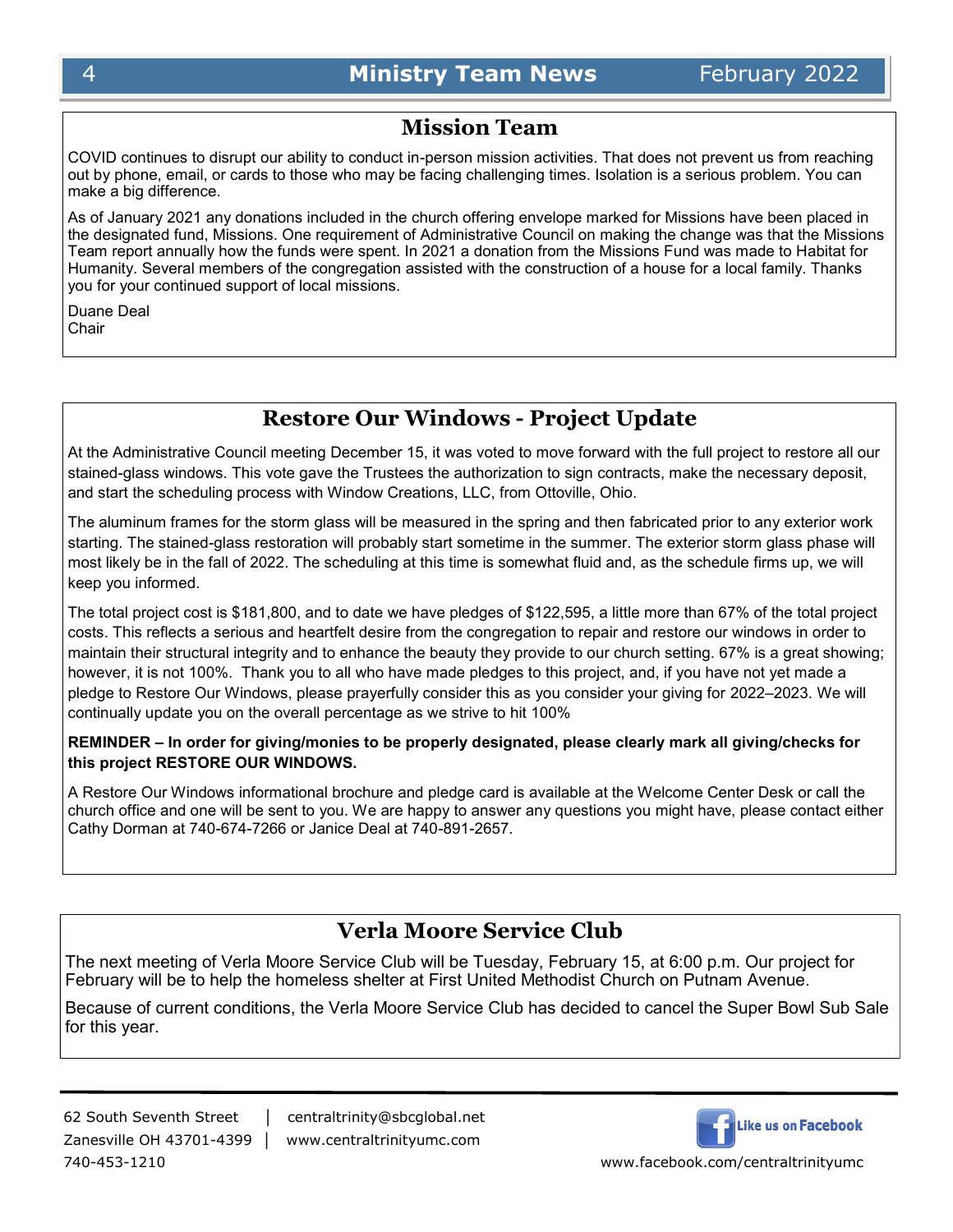## Mission Team

COVID continues to disrupt our ability to conduct in-person mission activities. That does not prevent us from reaching out by phone, email, or cards to those who may be facing challenging times. Isolation is a serious problem. You can make a big difference.

As of January 2021 any donations included in the church offering envelope marked for Missions have been placed in the designated fund, Missions. One requirement of Administrative Council on making the change was that the Missions Team report annually how the funds were spent. In 2021 a donation from the Missions Fund was made to Habitat for Humanity. Several members of the congregation assisted with the construction of a house for a local family. Thanks you for your continued support of local missions.

Duane Deal
Chair

## Restore Our Windows - Project Update

At the Administrative Council meeting December 15, it was voted to move forward with the full project to restore all our stained-glass windows. This vote gave the Trustees the authorization to sign contracts, make the necessary deposit, and start the scheduling process with Window Creations, LLC, from Ottoville, Ohio.

The aluminum frames for the storm glass will be measured in the spring and then fabricated prior to any exterior work starting. The stained-glass restoration will probably start sometime in the summer. The exterior storm glass phase will most likely be in the fall of 2022. The scheduling at this time is somewhat fluid and, as the schedule firms up, we will keep you informed.

The total project cost is $181,800, and to date we have pledges of $122,595, a little more than 67% of the total project costs. This reflects a serious and heartfelt desire from the congregation to repair and restore our windows in order to maintain their structural integrity and to enhance the beauty they provide to our church setting. 67% is a great showing; however, it is not 100%. Thank you to all who have made pledges to this project, and, if you have not yet made a pledge to Restore Our Windows, please prayerfully consider this as you consider your giving for 2022–2023. We will continually update you on the overall percentage as we strive to hit 100%

**REMINDER – In order for giving/monies to be properly designated, please clearly mark all giving/checks for this project RESTORE OUR WINDOWS.**

A Restore Our Windows informational brochure and pledge card is available at the Welcome Center Desk or call the church office and one will be sent to you. We are happy to answer any questions you might have, please contact either Cathy Dorman at 740-674-7266 or Janice Deal at 740-891-2657.

## Verla Moore Service Club

The next meeting of Verla Moore Service Club will be Tuesday, February 15, at 6:00 p.m. Our project for February will be to help the homeless shelter at First United Methodist Church on Putnam Avenue.

Because of current conditions, the Verla Moore Service Club has decided to cancel the Super Bowl Sub Sale for this year.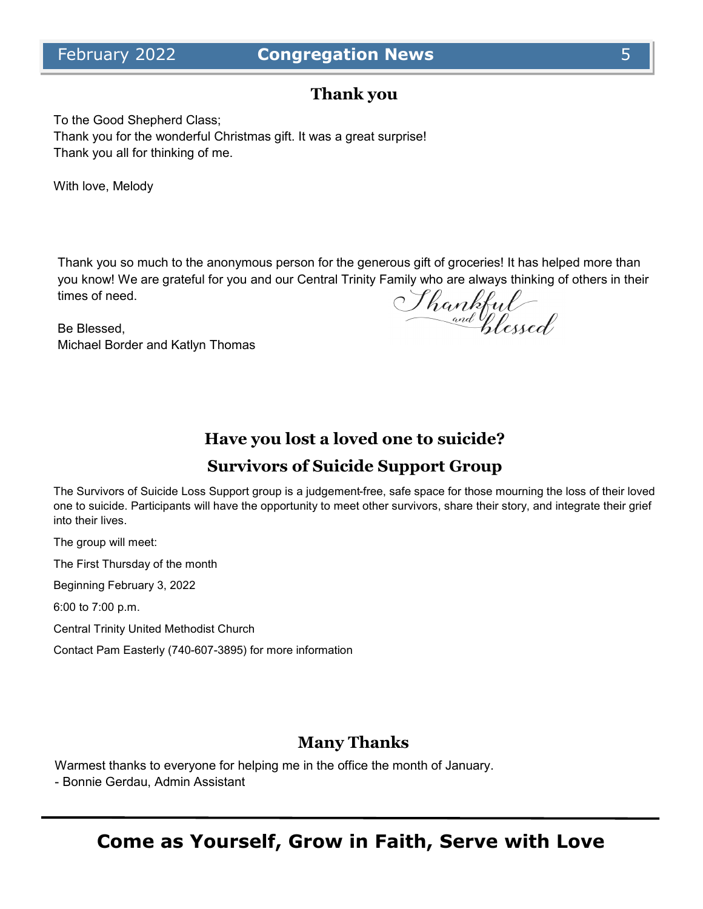## Thank you

To the Good Shepherd Class;
Thank you for the wonderful Christmas gift. It was a great surprise!
Thank you all for thinking of me.

With love, Melody

Thank you so much to the anonymous person for the generous gift of groceries! It has helped more than you know! We are grateful for you and our Central Trinity Family who are always thinking of others in their times of need.

*Thankful and blessed*

Be Blessed,
Michael Border and Katlyn Thomas

## Have you lost a loved one to suicide?

## Survivors of Suicide Support Group

The Survivors of Suicide Loss Support group is a judgement-free, safe space for those mourning the loss of their loved one to suicide. Participants will have the opportunity to meet other survivors, share their story, and integrate their grief into their lives.

The group will meet:

The First Thursday of the month

Beginning February 3, 2022

6:00 to 7:00 p.m.

Central Trinity United Methodist Church

Contact Pam Easterly (740-607-3895) for more information

## Many Thanks

Warmest thanks to everyone for helping me in the office the month of January.
- Bonnie Gerdau, Admin Assistant

---

**Come as Yourself, Grow in Faith, Serve with Love**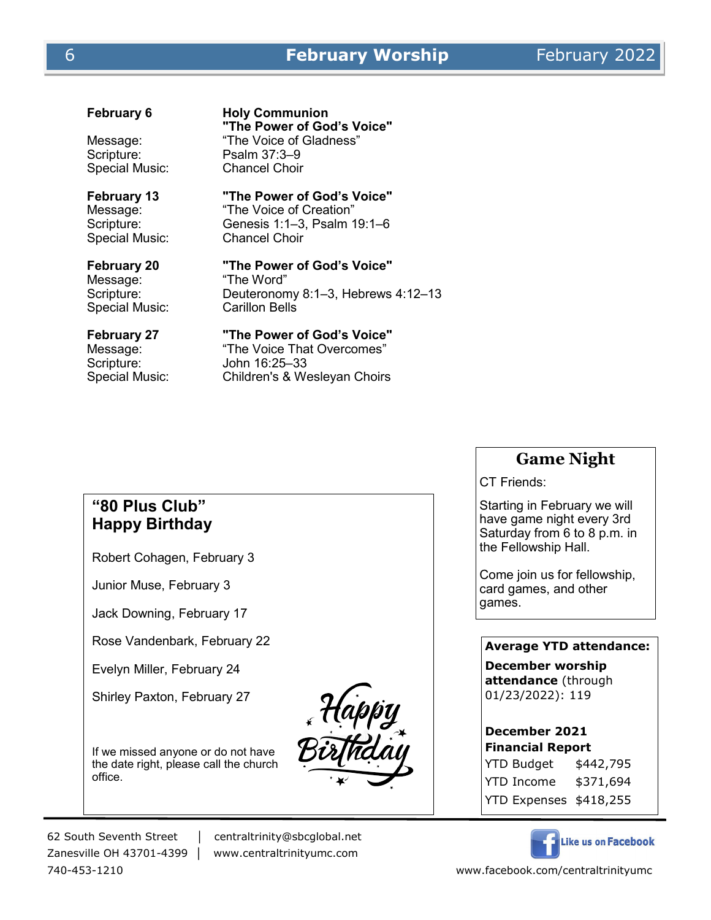# February Worship

**February 6** — **Holy Communion**
**"The Power of God's Voice"**

Message: "The Voice of Gladness"
Scripture: Psalm 37:3–9
Special Music: Chancel Choir

**February 13** — **"The Power of God's Voice"**

Message: "The Voice of Creation"
Scripture: Genesis 1:1–3, Psalm 19:1–6
Special Music: Chancel Choir

**February 20** — **"The Power of God's Voice"**

Message: "The Word"
Scripture: Deuteronomy 8:1–3, Hebrews 4:12–13
Special Music: Carillon Bells

**February 27** — **"The Power of God's Voice"**

Message: "The Voice That Overcomes"
Scripture: John 16:25–33
Special Music: Children's & Wesleyan Choirs

## "80 Plus Club" Happy Birthday

Robert Cohagen, February 3

Junior Muse, February 3

Jack Downing, February 17

Rose Vandenbark, February 22

Evelyn Miller, February 24

Shirley Paxton, February 27

Happy Birthday

If we missed anyone or do not have the date right, please call the church office.

## Game Night

CT Friends:

Starting in February we will have game night every 3rd Saturday from 6 to 8 p.m. in the Fellowship Hall.

Come join us for fellowship, card games, and other games.

**Average YTD attendance:**

**December worship attendance** (through 01/23/2022): 119

**December 2021 Financial Report**

| | |
|---|---|
| YTD Budget | $442,795 |
| YTD Income | $371,694 |
| YTD Expenses | $418,255 |

62 South Seventh Street | centraltrinity@sbcglobal.net
Zanesville OH 43701-4399 | www.centraltrinityumc.com
740-453-1210

Like us on Facebook
www.facebook.com/centraltrinityumc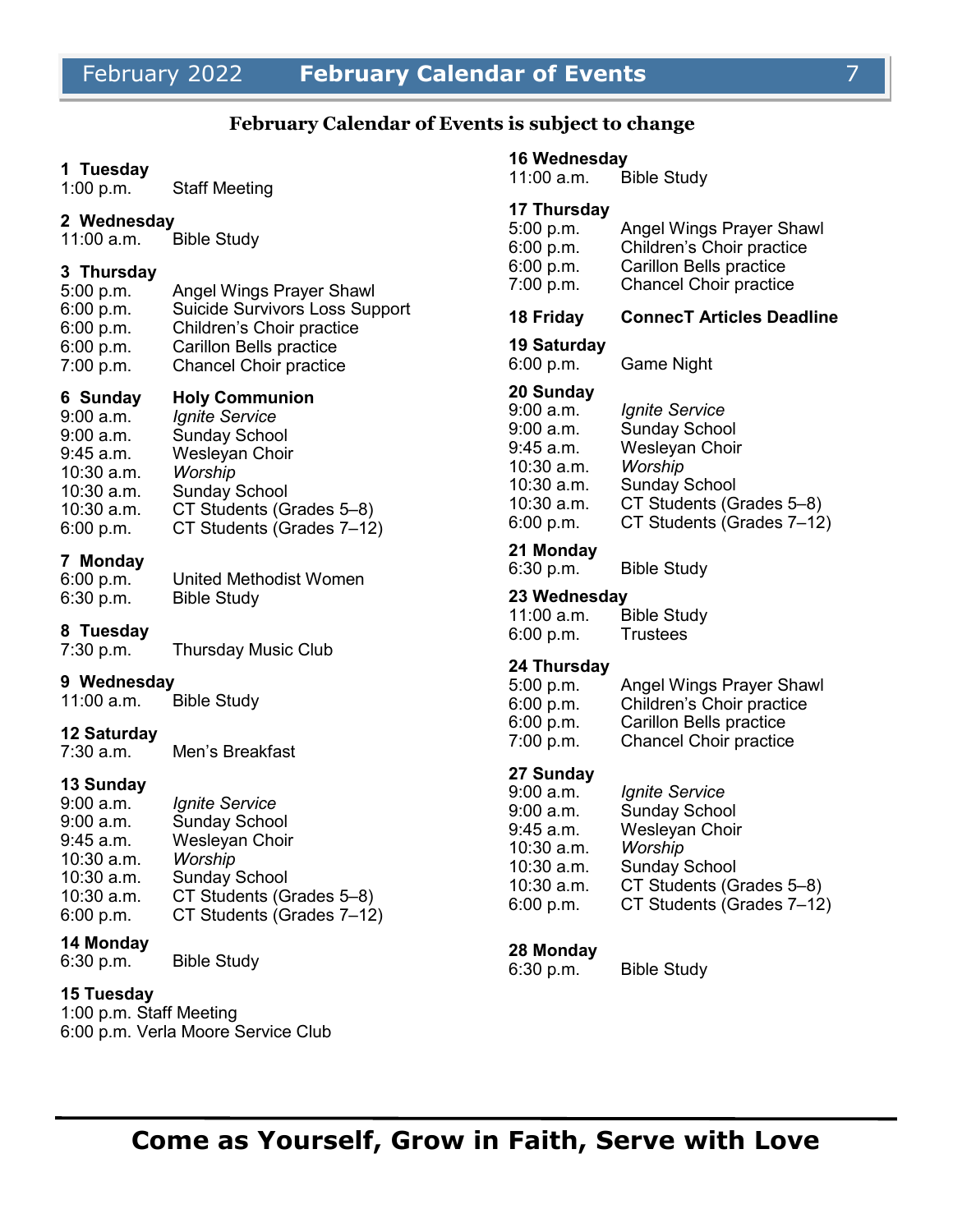# February Calendar of Events

**February Calendar of Events is subject to change**

**1 Tuesday**
1:00 p.m. Staff Meeting

**2 Wednesday**
11:00 a.m. Bible Study

**3 Thursday**
5:00 p.m. Angel Wings Prayer Shawl
6:00 p.m. Suicide Survivors Loss Support
6:00 p.m. Children's Choir practice
6:00 p.m. Carillon Bells practice
7:00 p.m. Chancel Choir practice

**6 Sunday Holy Communion**
9:00 a.m. *Ignite Service*
9:00 a.m. Sunday School
9:45 a.m. Wesleyan Choir
10:30 a.m. *Worship*
10:30 a.m. Sunday School
10:30 a.m. CT Students (Grades 5–8)
6:00 p.m. CT Students (Grades 7–12)

**7 Monday**
6:00 p.m. United Methodist Women
6:30 p.m. Bible Study

**8 Tuesday**
7:30 p.m. Thursday Music Club

**9 Wednesday**
11:00 a.m. Bible Study

**12 Saturday**
7:30 a.m. Men's Breakfast

**13 Sunday**
9:00 a.m. *Ignite Service*
9:00 a.m. Sunday School
9:45 a.m. Wesleyan Choir
10:30 a.m. *Worship*
10:30 a.m. Sunday School
10:30 a.m. CT Students (Grades 5–8)
6:00 p.m. CT Students (Grades 7–12)

**14 Monday**
6:30 p.m. Bible Study

**15 Tuesday**
1:00 p.m. Staff Meeting
6:00 p.m. Verla Moore Service Club

**16 Wednesday**
11:00 a.m. Bible Study

**17 Thursday**
5:00 p.m. Angel Wings Prayer Shawl
6:00 p.m. Children's Choir practice
6:00 p.m. Carillon Bells practice
7:00 p.m. Chancel Choir practice

**18 Friday ConnecT Articles Deadline**

**19 Saturday**
6:00 p.m. Game Night

**20 Sunday**
9:00 a.m. *Ignite Service*
9:00 a.m. Sunday School
9:45 a.m. Wesleyan Choir
10:30 a.m. *Worship*
10:30 a.m. Sunday School
10:30 a.m. CT Students (Grades 5–8)
6:00 p.m. CT Students (Grades 7–12)

**21 Monday**
6:30 p.m. Bible Study

**23 Wednesday**
11:00 a.m. Bible Study
6:00 p.m. Trustees

**24 Thursday**
5:00 p.m. Angel Wings Prayer Shawl
6:00 p.m. Children's Choir practice
6:00 p.m. Carillon Bells practice
7:00 p.m. Chancel Choir practice

**27 Sunday**
9:00 a.m. *Ignite Service*
9:00 a.m. Sunday School
9:45 a.m. Wesleyan Choir
10:30 a.m. *Worship*
10:30 a.m. Sunday School
10:30 a.m. CT Students (Grades 5–8)
6:00 p.m. CT Students (Grades 7–12)

**28 Monday**
6:30 p.m. Bible Study

**Come as Yourself, Grow in Faith, Serve with Love**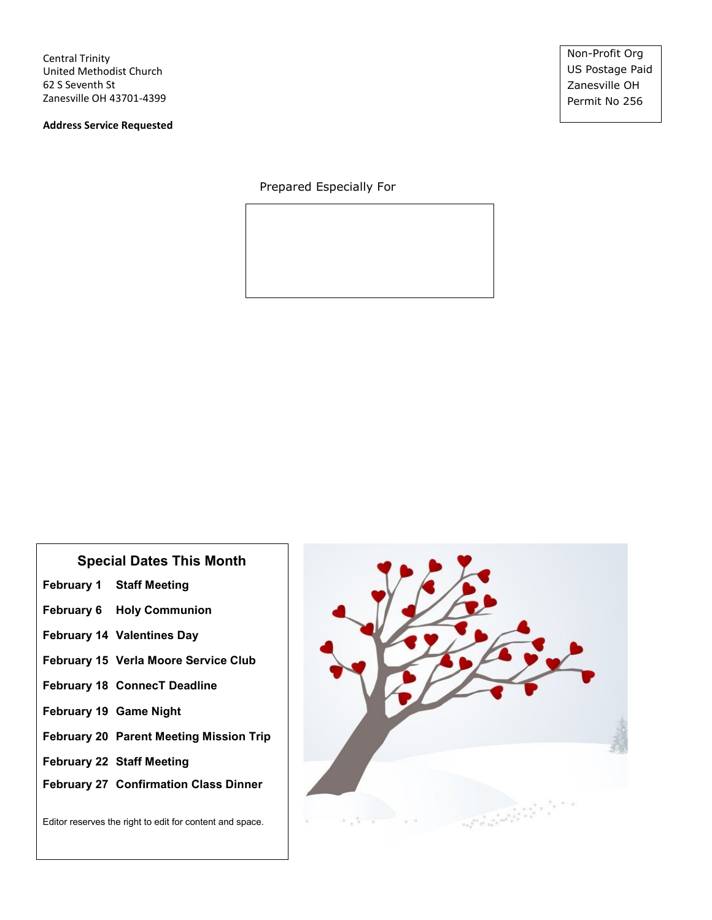Central Trinity
United Methodist Church
62 S Seventh St
Zanesville OH 43701-4399

**Address Service Requested**

Non-Profit Org
US Postage Paid
Zanesville OH
Permit No 256

Prepared Especially For

## Special Dates This Month

| | |
|---|---|
| **February 1** | **Staff Meeting** |
| **February 6** | **Holy Communion** |
| **February 14** | **Valentines Day** |
| **February 15** | **Verla Moore Service Club** |
| **February 18** | **ConnecT Deadline** |
| **February 19** | **Game Night** |
| **February 20** | **Parent Meeting Mission Trip** |
| **February 22** | **Staff Meeting** |
| **February 27** | **Confirmation Class Dinner** |

Editor reserves the right to edit for content and space.